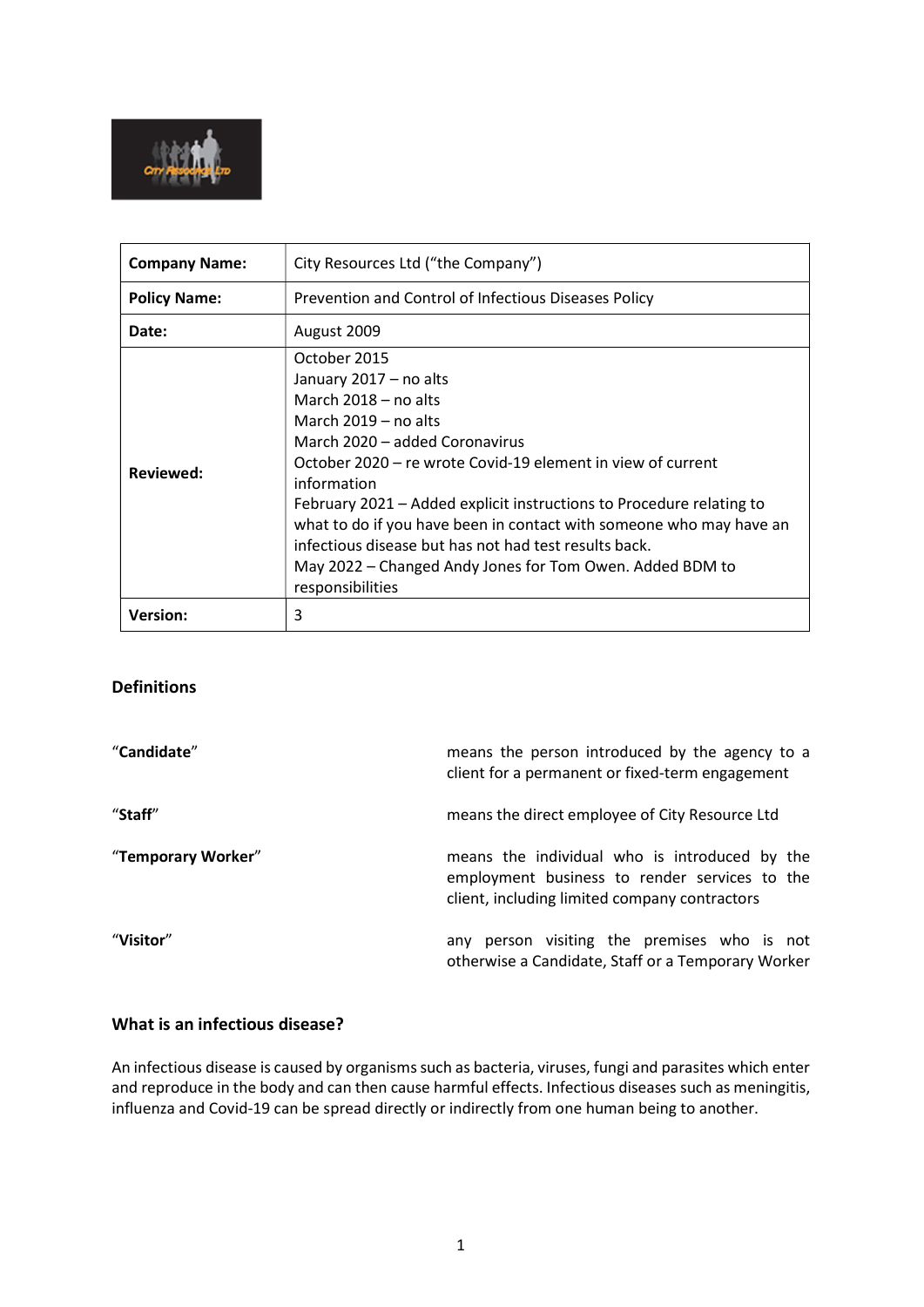| **Company Name:** | City Resources Ltd ("the Company") |
| --- | --- |
| **Policy Name:** | Prevention and Control of Infectious Diseases Policy |
| **Date:** | August 2009 |
| **Reviewed:** | October 2015<br>January 2017 – no alts<br>March 2018 – no alts<br>March 2019 – no alts<br>March 2020 – added Coronavirus<br>October 2020 – re wrote Covid-19 element in view of current information<br>February 2021 – Added explicit instructions to Procedure relating to what to do if you have been in contact with someone who may have an infectious disease but has not had test results back.<br>May 2022 – Changed Andy Jones for Tom Owen. Added BDM to responsibilities |
| **Version:** | 3 |

## Definitions

"**Candidate**" means the person introduced by the agency to a client for a permanent or fixed-term engagement

"**Staff**" means the direct employee of City Resource Ltd

"**Temporary Worker**" means the individual who is introduced by the employment business to render services to the client, including limited company contractors

"**Visitor**" any person visiting the premises who is not otherwise a Candidate, Staff or a Temporary Worker

## What is an infectious disease?

An infectious disease is caused by organisms such as bacteria, viruses, fungi and parasites which enter and reproduce in the body and can then cause harmful effects. Infectious diseases such as meningitis, influenza and Covid-19 can be spread directly or indirectly from one human being to another.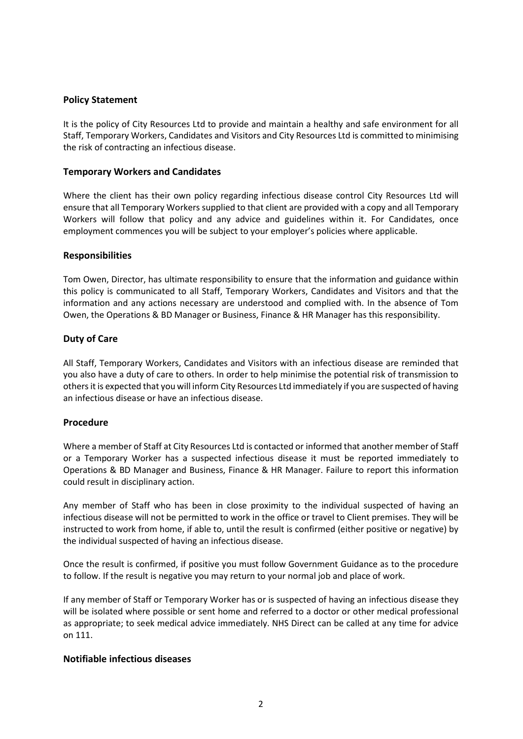## Policy Statement

It is the policy of City Resources Ltd to provide and maintain a healthy and safe environment for all Staff, Temporary Workers, Candidates and Visitors and City Resources Ltd is committed to minimising the risk of contracting an infectious disease.

## Temporary Workers and Candidates

Where the client has their own policy regarding infectious disease control City Resources Ltd will ensure that all Temporary Workers supplied to that client are provided with a copy and all Temporary Workers will follow that policy and any advice and guidelines within it. For Candidates, once employment commences you will be subject to your employer's policies where applicable.

## Responsibilities

Tom Owen, Director, has ultimate responsibility to ensure that the information and guidance within this policy is communicated to all Staff, Temporary Workers, Candidates and Visitors and that the information and any actions necessary are understood and complied with. In the absence of Tom Owen, the Operations & BD Manager or Business, Finance & HR Manager has this responsibility.

## Duty of Care

All Staff, Temporary Workers, Candidates and Visitors with an infectious disease are reminded that you also have a duty of care to others. In order to help minimise the potential risk of transmission to others it is expected that you will inform City Resources Ltd immediately if you are suspected of having an infectious disease or have an infectious disease.

## Procedure

Where a member of Staff at City Resources Ltd is contacted or informed that another member of Staff or a Temporary Worker has a suspected infectious disease it must be reported immediately to Operations & BD Manager and Business, Finance & HR Manager. Failure to report this information could result in disciplinary action.

Any member of Staff who has been in close proximity to the individual suspected of having an infectious disease will not be permitted to work in the office or travel to Client premises. They will be instructed to work from home, if able to, until the result is confirmed (either positive or negative) by the individual suspected of having an infectious disease.

Once the result is confirmed, if positive you must follow Government Guidance as to the procedure to follow. If the result is negative you may return to your normal job and place of work.

If any member of Staff or Temporary Worker has or is suspected of having an infectious disease they will be isolated where possible or sent home and referred to a doctor or other medical professional as appropriate; to seek medical advice immediately. NHS Direct can be called at any time for advice on 111.

## Notifiable infectious diseases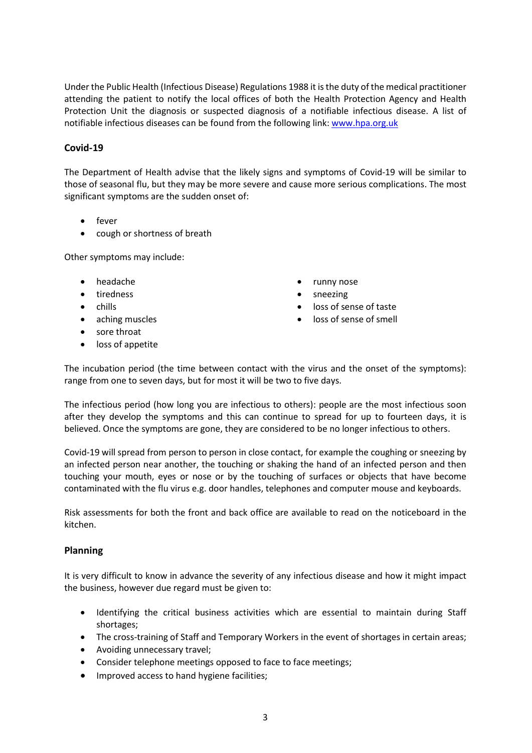Under the Public Health (Infectious Disease) Regulations 1988 it is the duty of the medical practitioner attending the patient to notify the local offices of both the Health Protection Agency and Health Protection Unit the diagnosis or suspected diagnosis of a notifiable infectious disease. A list of notifiable infectious diseases can be found from the following link: [www.hpa.org.uk](http://www.hpa.org.uk)

## Covid-19

The Department of Health advise that the likely signs and symptoms of Covid-19 will be similar to those of seasonal flu, but they may be more severe and cause more serious complications. The most significant symptoms are the sudden onset of:

- fever
- cough or shortness of breath

Other symptoms may include:

- headache
- tiredness
- chills
- aching muscles
- sore throat
- loss of appetite
- runny nose
- sneezing
- loss of sense of taste
- loss of sense of smell

The incubation period (the time between contact with the virus and the onset of the symptoms): range from one to seven days, but for most it will be two to five days.

The infectious period (how long you are infectious to others): people are the most infectious soon after they develop the symptoms and this can continue to spread for up to fourteen days, it is believed. Once the symptoms are gone, they are considered to be no longer infectious to others.

Covid-19 will spread from person to person in close contact, for example the coughing or sneezing by an infected person near another, the touching or shaking the hand of an infected person and then touching your mouth, eyes or nose or by the touching of surfaces or objects that have become contaminated with the flu virus e.g. door handles, telephones and computer mouse and keyboards.

Risk assessments for both the front and back office are available to read on the noticeboard in the kitchen.

## Planning

It is very difficult to know in advance the severity of any infectious disease and how it might impact the business, however due regard must be given to:

- Identifying the critical business activities which are essential to maintain during Staff shortages;
- The cross-training of Staff and Temporary Workers in the event of shortages in certain areas;
- Avoiding unnecessary travel;
- Consider telephone meetings opposed to face to face meetings;
- Improved access to hand hygiene facilities;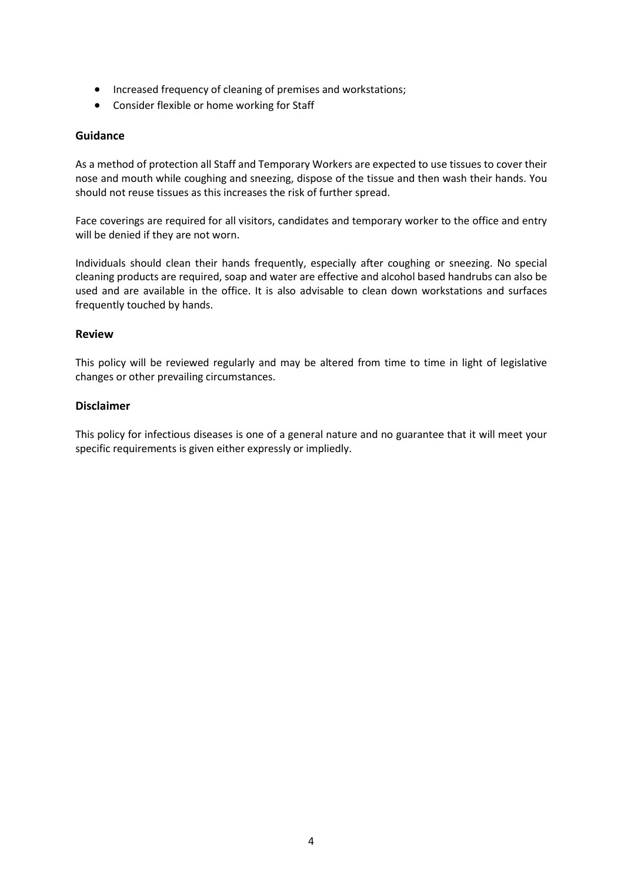- Increased frequency of cleaning of premises and workstations;
- Consider flexible or home working for Staff

## Guidance

As a method of protection all Staff and Temporary Workers are expected to use tissues to cover their nose and mouth while coughing and sneezing, dispose of the tissue and then wash their hands. You should not reuse tissues as this increases the risk of further spread.

Face coverings are required for all visitors, candidates and temporary worker to the office and entry will be denied if they are not worn.

Individuals should clean their hands frequently, especially after coughing or sneezing. No special cleaning products are required, soap and water are effective and alcohol based handrubs can also be used and are available in the office. It is also advisable to clean down workstations and surfaces frequently touched by hands.

## Review

This policy will be reviewed regularly and may be altered from time to time in light of legislative changes or other prevailing circumstances.

## Disclaimer

This policy for infectious diseases is one of a general nature and no guarantee that it will meet your specific requirements is given either expressly or impliedly.